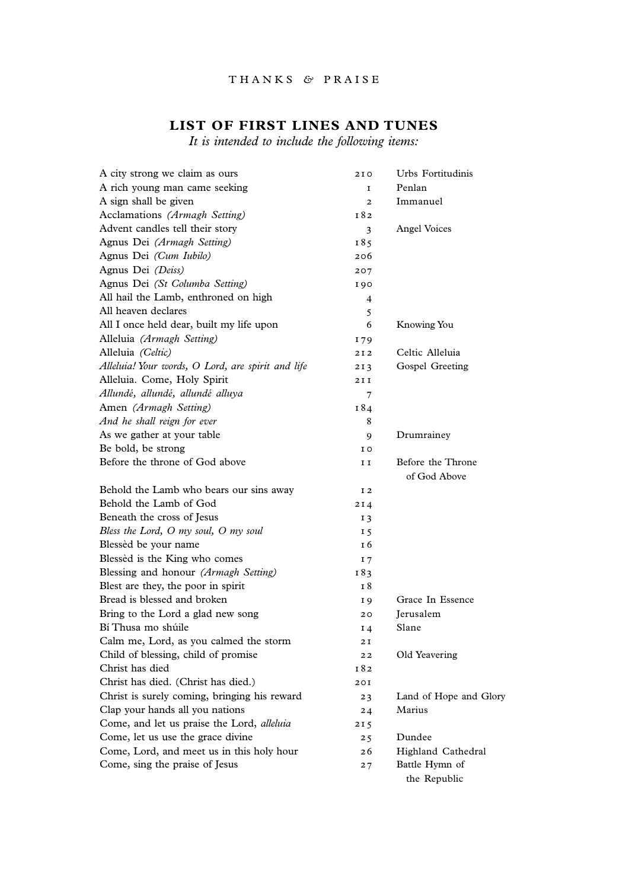THANKS & PRAISE

## LIST OF FIRST LINES AND TUNES

*It is intended to include the following items:*

| First line | No. | Tune |
|---|---|---|
| A city strong we claim as ours | 210 | Urbs Fortitudinis |
| A rich young man came seeking | 1 | Penlan |
| A sign shall be given | 2 | Immanuel |
| Acclamations *(Armagh Setting)* | 182 | |
| Advent candles tell their story | 3 | Angel Voices |
| Agnus Dei *(Armagh Setting)* | 185 | |
| Agnus Dei *(Cum Iubilo)* | 206 | |
| Agnus Dei *(Deiss)* | 207 | |
| Agnus Dei *(St Columba Setting)* | 190 | |
| All hail the Lamb, enthroned on high | 4 | |
| All heaven declares | 5 | |
| All I once held dear, built my life upon | 6 | Knowing You |
| Alleluia *(Armagh Setting)* | 179 | |
| Alleluia *(Celtic)* | 212 | Celtic Alleluia |
| *Alleluia! Your words, O Lord, are spirit and life* | 213 | Gospel Greeting |
| Alleluia. Come, Holy Spirit | 211 | |
| *Allundé, allundé, allundé alluya* | 7 | |
| Amen *(Armagh Setting)* | 184 | |
| *And he shall reign for ever* | 8 | |
| As we gather at your table | 9 | Drumrainey |
| Be bold, be strong | 10 | |
| Before the throne of God above | 11 | Before the Throne of God Above |
| Behold the Lamb who bears our sins away | 12 | |
| Behold the Lamb of God | 214 | |
| Beneath the cross of Jesus | 13 | |
| *Bless the Lord, O my soul, O my soul* | 15 | |
| Blessèd be your name | 16 | |
| Blessèd is the King who comes | 17 | |
| Blessing and honour *(Armagh Setting)* | 183 | |
| Blest are they, the poor in spirit | 18 | |
| Bread is blessed and broken | 19 | Grace In Essence |
| Bring to the Lord a glad new song | 20 | Jerusalem |
| Bí Thusa mo shúile | 14 | Slane |
| Calm me, Lord, as you calmed the storm | 21 | |
| Child of blessing, child of promise | 22 | Old Yeavering |
| Christ has died | 182 | |
| Christ has died. (Christ has died.) | 201 | |
| Christ is surely coming, bringing his reward | 23 | Land of Hope and Glory |
| Clap your hands all you nations | 24 | Marius |
| Come, and let us praise the Lord, *alleluia* | 215 | |
| Come, let us use the grace divine | 25 | Dundee |
| Come, Lord, and meet us in this holy hour | 26 | Highland Cathedral |
| Come, sing the praise of Jesus | 27 | Battle Hymn of the Republic |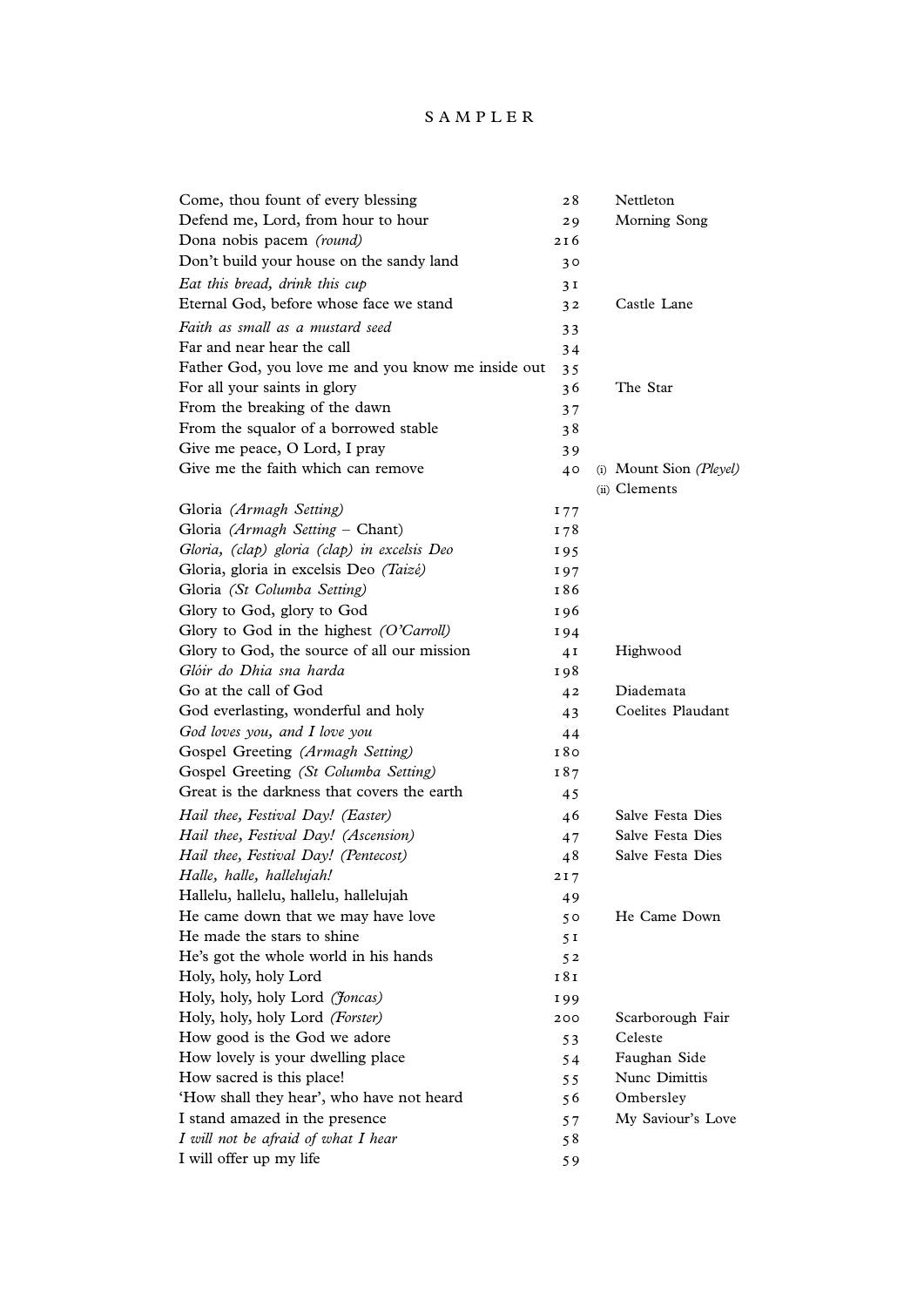# SAMPLER

| | | |
|---|---|---|
| Come, thou fount of every blessing | 28 | Nettleton |
| Defend me, Lord, from hour to hour | 29 | Morning Song |
| Dona nobis pacem *(round)* | 216 | |
| Don't build your house on the sandy land | 30 | |
| *Eat this bread, drink this cup* | 31 | |
| Eternal God, before whose face we stand | 32 | Castle Lane |
| *Faith as small as a mustard seed* | 33 | |
| Far and near hear the call | 34 | |
| Father God, you love me and you know me inside out | 35 | |
| For all your saints in glory | 36 | The Star |
| From the breaking of the dawn | 37 | |
| From the squalor of a borrowed stable | 38 | |
| Give me peace, O Lord, I pray | 39 | |
| Give me the faith which can remove | 40 | (i) Mount Sion *(Pleyel)* (ii) Clements |
| Gloria *(Armagh Setting)* | 177 | |
| Gloria *(Armagh Setting* – Chant) | 178 | |
| *Gloria, (clap) gloria (clap) in excelsis Deo* | 195 | |
| Gloria, gloria in excelsis Deo *(Taizé)* | 197 | |
| Gloria *(St Columba Setting)* | 186 | |
| Glory to God, glory to God | 196 | |
| Glory to God in the highest *(O'Carroll)* | 194 | |
| Glory to God, the source of all our mission | 41 | Highwood |
| *Glóir do Dhia sna harda* | 198 | |
| Go at the call of God | 42 | Diademata |
| God everlasting, wonderful and holy | 43 | Coelites Plaudant |
| *God loves you, and I love you* | 44 | |
| Gospel Greeting *(Armagh Setting)* | 180 | |
| Gospel Greeting *(St Columba Setting)* | 187 | |
| Great is the darkness that covers the earth | 45 | |
| *Hail thee, Festival Day! (Easter)* | 46 | Salve Festa Dies |
| *Hail thee, Festival Day! (Ascension)* | 47 | Salve Festa Dies |
| *Hail thee, Festival Day! (Pentecost)* | 48 | Salve Festa Dies |
| *Halle, halle, hallelujah!* | 217 | |
| Hallelu, hallelu, hallelu, hallelujah | 49 | |
| He came down that we may have love | 50 | He Came Down |
| He made the stars to shine | 51 | |
| He's got the whole world in his hands | 52 | |
| Holy, holy, holy Lord | 181 | |
| Holy, holy, holy Lord *(Joncas)* | 199 | |
| Holy, holy, holy Lord *(Forster)* | 200 | Scarborough Fair |
| How good is the God we adore | 53 | Celeste |
| How lovely is your dwelling place | 54 | Faughan Side |
| How sacred is this place! | 55 | Nunc Dimittis |
| 'How shall they hear', who have not heard | 56 | Ombersley |
| I stand amazed in the presence | 57 | My Saviour's Love |
| *I will not be afraid of what I hear* | 58 | |
| I will offer up my life | 59 | |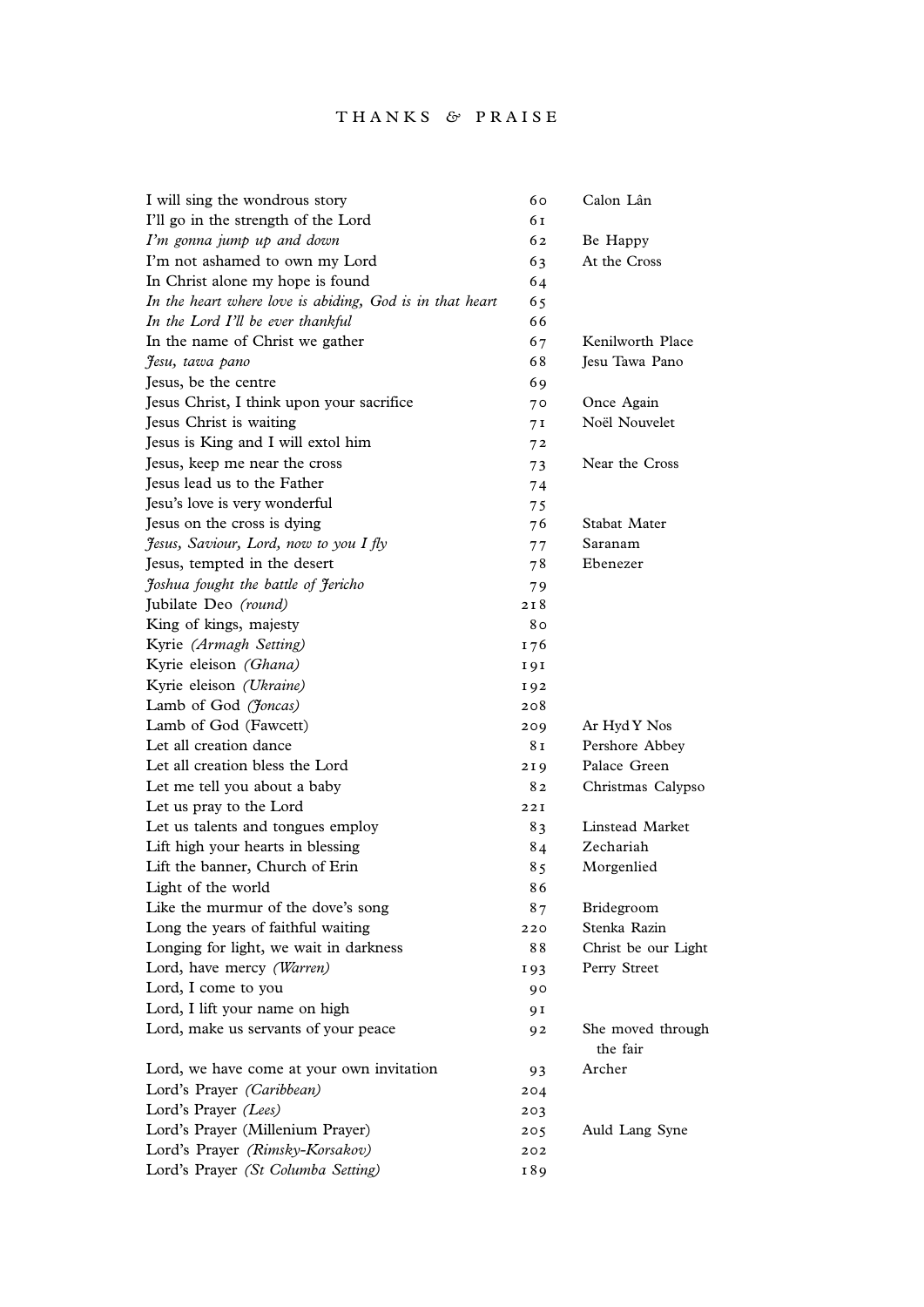# THANKS & PRAISE

| | | |
|---|---|---|
| I will sing the wondrous story | 60 | Calon Lân |
| I'll go in the strength of the Lord | 61 | |
| *I'm gonna jump up and down* | 62 | Be Happy |
| I'm not ashamed to own my Lord | 63 | At the Cross |
| In Christ alone my hope is found | 64 | |
| *In the heart where love is abiding, God is in that heart* | 65 | |
| *In the Lord I'll be ever thankful* | 66 | |
| In the name of Christ we gather | 67 | Kenilworth Place |
| *Jesu, tawa pano* | 68 | Jesu Tawa Pano |
| Jesus, be the centre | 69 | |
| Jesus Christ, I think upon your sacrifice | 70 | Once Again |
| Jesus Christ is waiting | 71 | Noël Nouvelet |
| Jesus is King and I will extol him | 72 | |
| Jesus, keep me near the cross | 73 | Near the Cross |
| Jesus lead us to the Father | 74 | |
| Jesu's love is very wonderful | 75 | |
| Jesus on the cross is dying | 76 | Stabat Mater |
| *Jesus, Saviour, Lord, now to you I fly* | 77 | Saranam |
| Jesus, tempted in the desert | 78 | Ebenezer |
| *Joshua fought the battle of Jericho* | 79 | |
| Jubilate Deo *(round)* | 218 | |
| King of kings, majesty | 80 | |
| Kyrie *(Armagh Setting)* | 176 | |
| Kyrie eleison *(Ghana)* | 191 | |
| Kyrie eleison *(Ukraine)* | 192 | |
| Lamb of God *(Joncas)* | 208 | |
| Lamb of God (Fawcett) | 209 | Ar Hyd Y Nos |
| Let all creation dance | 81 | Pershore Abbey |
| Let all creation bless the Lord | 219 | Palace Green |
| Let me tell you about a baby | 82 | Christmas Calypso |
| Let us pray to the Lord | 221 | |
| Let us talents and tongues employ | 83 | Linstead Market |
| Lift high your hearts in blessing | 84 | Zechariah |
| Lift the banner, Church of Erin | 85 | Morgenlied |
| Light of the world | 86 | |
| Like the murmur of the dove's song | 87 | Bridegroom |
| Long the years of faithful waiting | 220 | Stenka Razin |
| Longing for light, we wait in darkness | 88 | Christ be our Light |
| Lord, have mercy *(Warren)* | 193 | Perry Street |
| Lord, I come to you | 90 | |
| Lord, I lift your name on high | 91 | |
| Lord, make us servants of your peace | 92 | She moved through the fair |
| Lord, we have come at your own invitation | 93 | Archer |
| Lord's Prayer *(Caribbean)* | 204 | |
| Lord's Prayer *(Lees)* | 203 | |
| Lord's Prayer (Millenium Prayer) | 205 | Auld Lang Syne |
| Lord's Prayer *(Rimsky-Korsakov)* | 202 | |
| Lord's Prayer *(St Columba Setting)* | 189 | |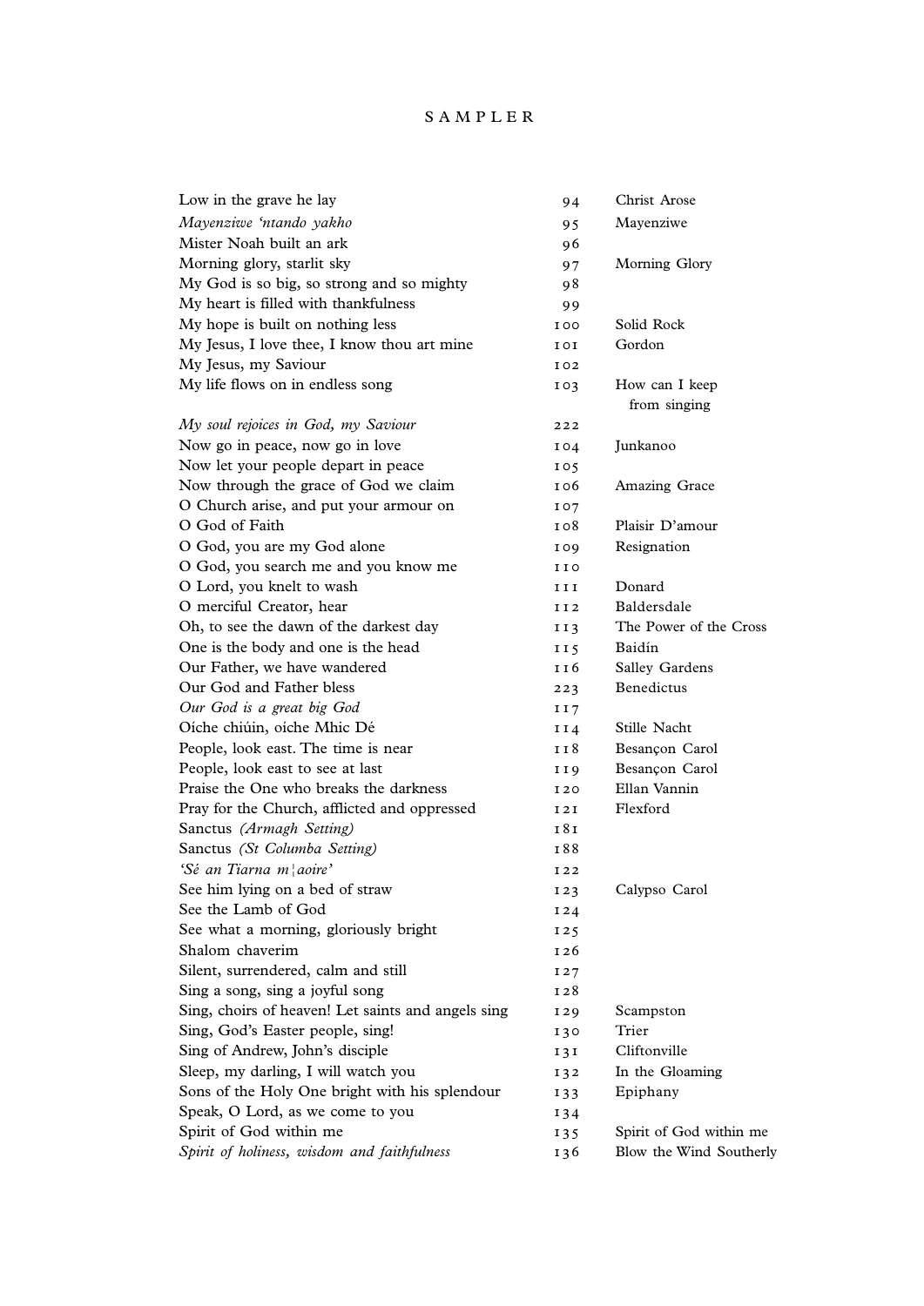SAMPLER

| | | |
|---|---|---|
| Low in the grave he lay | 94 | Christ Arose |
| *Mayenziwe 'ntando yakho* | 95 | Mayenziwe |
| Mister Noah built an ark | 96 | |
| Morning glory, starlit sky | 97 | Morning Glory |
| My God is so big, so strong and so mighty | 98 | |
| My heart is filled with thankfulness | 99 | |
| My hope is built on nothing less | 100 | Solid Rock |
| My Jesus, I love thee, I know thou art mine | 101 | Gordon |
| My Jesus, my Saviour | 102 | |
| My life flows on in endless song | 103 | How can I keep from singing |
| *My soul rejoices in God, my Saviour* | 222 | |
| Now go in peace, now go in love | 104 | Junkanoo |
| Now let your people depart in peace | 105 | |
| Now through the grace of God we claim | 106 | Amazing Grace |
| O Church arise, and put your armour on | 107 | |
| O God of Faith | 108 | Plaisir D'amour |
| O God, you are my God alone | 109 | Resignation |
| O God, you search me and you know me | 110 | |
| O Lord, you knelt to wash | 111 | Donard |
| O merciful Creator, hear | 112 | Baldersdale |
| Oh, to see the dawn of the darkest day | 113 | The Power of the Cross |
| One is the body and one is the head | 115 | Baidín |
| Our Father, we have wandered | 116 | Salley Gardens |
| Our God and Father bless | 223 | Benedictus |
| *Our God is a great big God* | 117 | |
| Oíche chiúin, oíche Mhic Dé | 114 | Stille Nacht |
| People, look east. The time is near | 118 | Besançon Carol |
| People, look east to see at last | 119 | Besançon Carol |
| Praise the One who breaks the darkness | 120 | Ellan Vannin |
| Pray for the Church, afflicted and oppressed | 121 | Flexford |
| Sanctus *(Armagh Setting)* | 181 | |
| Sanctus *(St Columba Setting)* | 188 | |
| *'Sé an Tiarna m¦aoire'* | 122 | |
| See him lying on a bed of straw | 123 | Calypso Carol |
| See the Lamb of God | 124 | |
| See what a morning, gloriously bright | 125 | |
| Shalom chaverim | 126 | |
| Silent, surrendered, calm and still | 127 | |
| Sing a song, sing a joyful song | 128 | |
| Sing, choirs of heaven! Let saints and angels sing | 129 | Scampston |
| Sing, God's Easter people, sing! | 130 | Trier |
| Sing of Andrew, John's disciple | 131 | Cliftonville |
| Sleep, my darling, I will watch you | 132 | In the Gloaming |
| Sons of the Holy One bright with his splendour | 133 | Epiphany |
| Speak, O Lord, as we come to you | 134 | |
| Spirit of God within me | 135 | Spirit of God within me |
| *Spirit of holiness, wisdom and faithfulness* | 136 | Blow the Wind Southerly |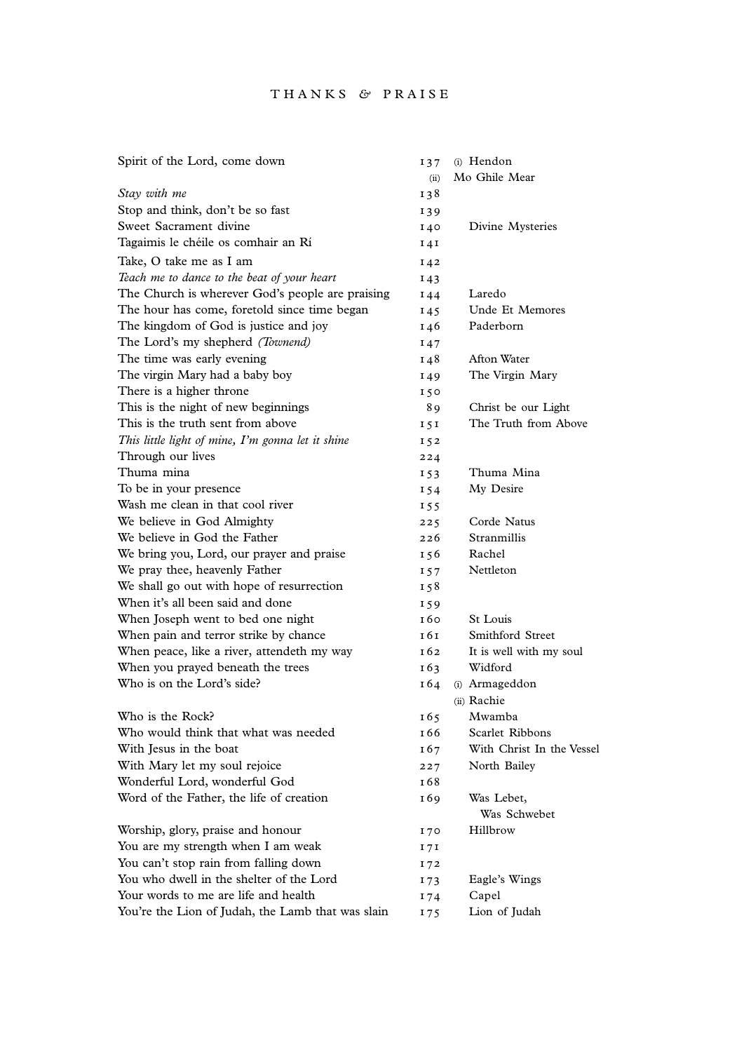# THANKS & PRAISE

| | | |
|---|---|---|
| Spirit of the Lord, come down | 137 | (i) Hendon |
| | | (ii) Mo Ghile Mear |
| *Stay with me* | 138 | |
| Stop and think, don't be so fast | 139 | |
| Sweet Sacrament divine | 140 | Divine Mysteries |
| Tagaimis le chéile os comhair an Rí | 141 | |
| Take, O take me as I am | 142 | |
| *Teach me to dance to the beat of your heart* | 143 | |
| The Church is wherever God's people are praising | 144 | Laredo |
| The hour has come, foretold since time began | 145 | Unde Et Memores |
| The kingdom of God is justice and joy | 146 | Paderborn |
| The Lord's my shepherd *(Townend)* | 147 | |
| The time was early evening | 148 | Afton Water |
| The virgin Mary had a baby boy | 149 | The Virgin Mary |
| There is a higher throne | 150 | |
| This is the night of new beginnings | 89 | Christ be our Light |
| This is the truth sent from above | 151 | The Truth from Above |
| *This little light of mine, I'm gonna let it shine* | 152 | |
| Through our lives | 224 | |
| Thuma mina | 153 | Thuma Mina |
| To be in your presence | 154 | My Desire |
| Wash me clean in that cool river | 155 | |
| We believe in God Almighty | 225 | Corde Natus |
| We believe in God the Father | 226 | Stranmillis |
| We bring you, Lord, our prayer and praise | 156 | Rachel |
| We pray thee, heavenly Father | 157 | Nettleton |
| We shall go out with hope of resurrection | 158 | |
| When it's all been said and done | 159 | |
| When Joseph went to bed one night | 160 | St Louis |
| When pain and terror strike by chance | 161 | Smithford Street |
| When peace, like a river, attendeth my way | 162 | It is well with my soul |
| When you prayed beneath the trees | 163 | Widford |
| Who is on the Lord's side? | 164 | (i) Armageddon |
| | | (ii) Rachie |
| Who is the Rock? | 165 | Mwamba |
| Who would think that what was needed | 166 | Scarlet Ribbons |
| With Jesus in the boat | 167 | With Christ In the Vessel |
| With Mary let my soul rejoice | 227 | North Bailey |
| Wonderful Lord, wonderful God | 168 | |
| Word of the Father, the life of creation | 169 | Was Lebet, Was Schwebet |
| Worship, glory, praise and honour | 170 | Hillbrow |
| You are my strength when I am weak | 171 | |
| You can't stop rain from falling down | 172 | |
| You who dwell in the shelter of the Lord | 173 | Eagle's Wings |
| Your words to me are life and health | 174 | Capel |
| You're the Lion of Judah, the Lamb that was slain | 175 | Lion of Judah |